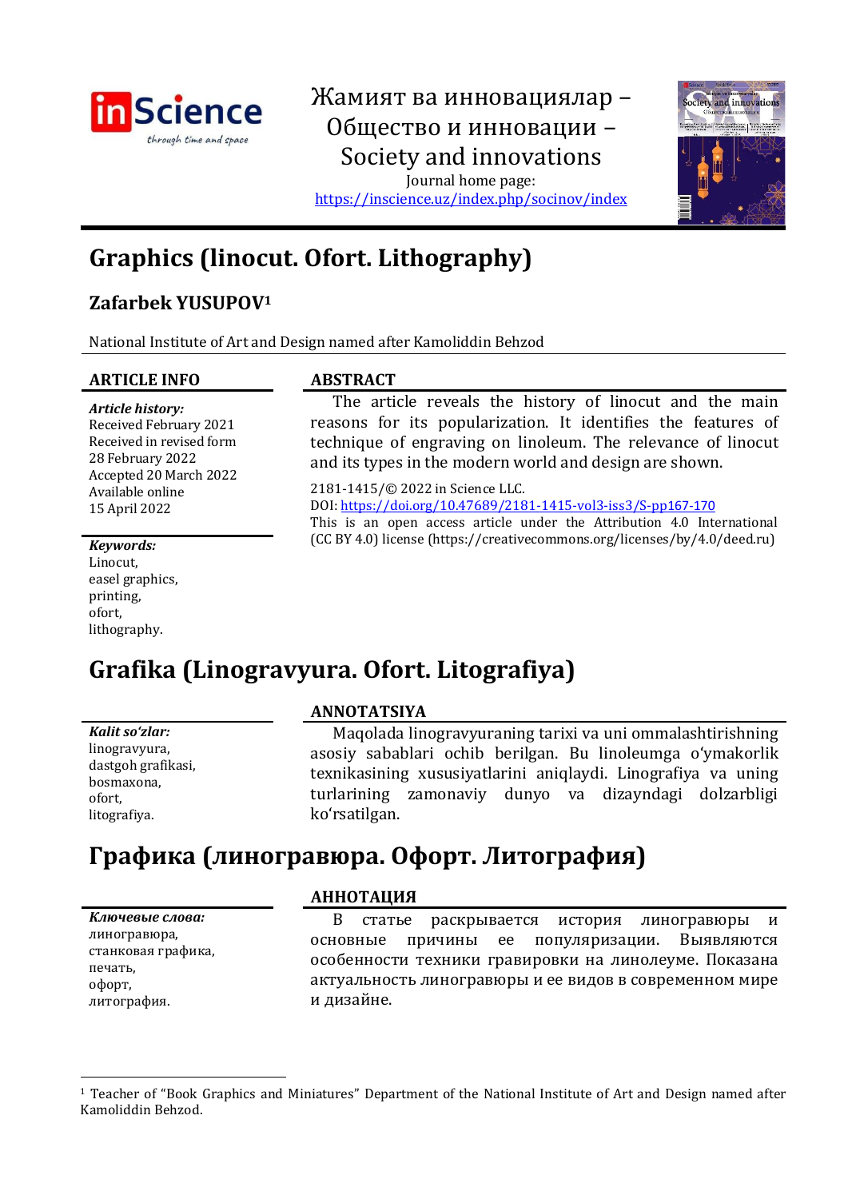Жамият ва инновациялар – Общество и инновации – Society and innovations

Journal home page: https://inscience.uz/index.php/socinov/index

# Graphics (linocut. Ofort. Lithography)

**Zafarbek YUSUPOV**[1]

National Institute of Art and Design named after Kamoliddin Behzod

### ARTICLE INFO

***Article history:***
Received February 2021
Received in revised form
28 February 2022
Accepted 20 March 2022
Available online
15 April 2022

***Keywords:***
Linocut,
easel graphics,
printing,
ofort,
lithography.

### ABSTRACT

The article reveals the history of linocut and the main reasons for its popularization. It identifies the features of technique of engraving on linoleum. The relevance of linocut and its types in the modern world and design are shown.

2181-1415/© 2022 in Science LLC.
DOI: https://doi.org/10.47689/2181-1415-vol3-iss3/S-pp167-170
This is an open access article under the Attribution 4.0 International (CC BY 4.0) license (https://creativecommons.org/licenses/by/4.0/deed.ru)

# Grafika (Linogravyura. Ofort. Litografiya)

***Kalit so'zlar:***
linogravyura,
dastgoh grafikasi,
bosmaxona,
ofort,
litografiya.

### ANNOTATSIYA

Maqolada linogravyuraning tarixi va uni ommalashtirishning asosiy sabablari ochib berilgan. Bu linoleumga o'ymakorlik texnikasining xususiyatlarini aniqlaydi. Linografiya va uning turlarining zamonaviy dunyo va dizayndagi dolzarbligi ko'rsatilgan.

# Графика (линогравюра. Офорт. Литография)

***Ключевые слова:***
линогравюра,
станковая графика,
печать,
офорт,
литография.

### АННОТАЦИЯ

В статье раскрывается история линогравюры и основные причины ее популяризации. Выявляются особенности техники гравировки на линолеуме. Показана актуальность линогравюры и ее видов в современном мире и дизайне.

---

[1] Teacher of "Book Graphics and Miniatures" Department of the National Institute of Art and Design named after Kamoliddin Behzod.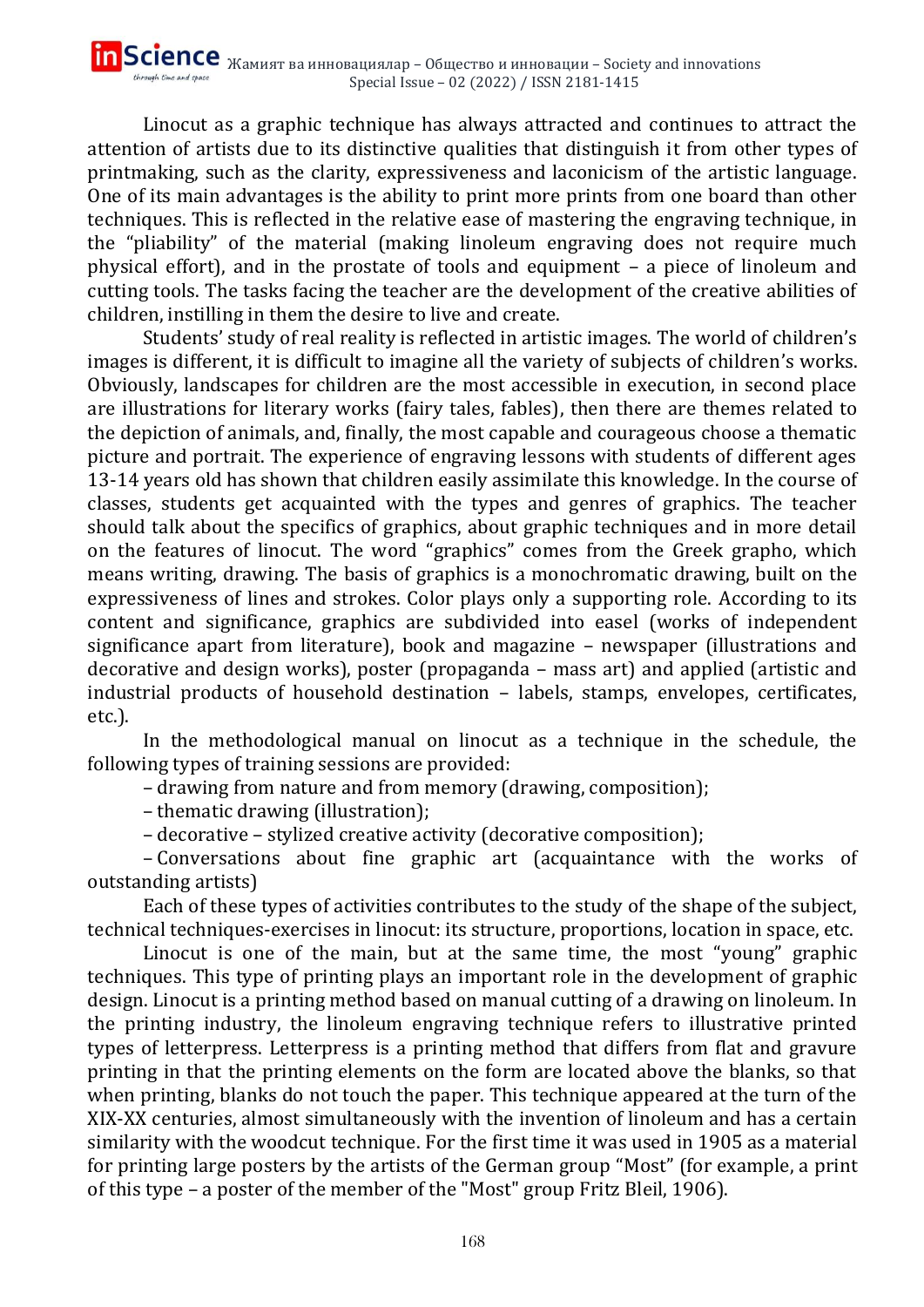Linocut as a graphic technique has always attracted and continues to attract the attention of artists due to its distinctive qualities that distinguish it from other types of printmaking, such as the clarity, expressiveness and laconicism of the artistic language. One of its main advantages is the ability to print more prints from one board than other techniques. This is reflected in the relative ease of mastering the engraving technique, in the "pliability" of the material (making linoleum engraving does not require much physical effort), and in the prostate of tools and equipment – a piece of linoleum and cutting tools. The tasks facing the teacher are the development of the creative abilities of children, instilling in them the desire to live and create.

Students' study of real reality is reflected in artistic images. The world of children's images is different, it is difficult to imagine all the variety of subjects of children's works. Obviously, landscapes for children are the most accessible in execution, in second place are illustrations for literary works (fairy tales, fables), then there are themes related to the depiction of animals, and, finally, the most capable and courageous choose a thematic picture and portrait. The experience of engraving lessons with students of different ages 13-14 years old has shown that children easily assimilate this knowledge. In the course of classes, students get acquainted with the types and genres of graphics. The teacher should talk about the specifics of graphics, about graphic techniques and in more detail on the features of linocut. The word "graphics" comes from the Greek grapho, which means writing, drawing. The basis of graphics is a monochromatic drawing, built on the expressiveness of lines and strokes. Color plays only a supporting role. According to its content and significance, graphics are subdivided into easel (works of independent significance apart from literature), book and magazine – newspaper (illustrations and decorative and design works), poster (propaganda – mass art) and applied (artistic and industrial products of household destination – labels, stamps, envelopes, certificates, etc.).

In the methodological manual on linocut as a technique in the schedule, the following types of training sessions are provided:

– drawing from nature and from memory (drawing, composition);

– thematic drawing (illustration);

– decorative – stylized creative activity (decorative composition);

– Conversations about fine graphic art (acquaintance with the works of outstanding artists)

Each of these types of activities contributes to the study of the shape of the subject, technical techniques-exercises in linocut: its structure, proportions, location in space, etc.

Linocut is one of the main, but at the same time, the most "young" graphic techniques. This type of printing plays an important role in the development of graphic design. Linocut is a printing method based on manual cutting of a drawing on linoleum. In the printing industry, the linoleum engraving technique refers to illustrative printed types of letterpress. Letterpress is a printing method that differs from flat and gravure printing in that the printing elements on the form are located above the blanks, so that when printing, blanks do not touch the paper. This technique appeared at the turn of the XIX-XX centuries, almost simultaneously with the invention of linoleum and has a certain similarity with the woodcut technique. For the first time it was used in 1905 as a material for printing large posters by the artists of the German group "Most" (for example, a print of this type – a poster of the member of the "Most" group Fritz Bleil, 1906).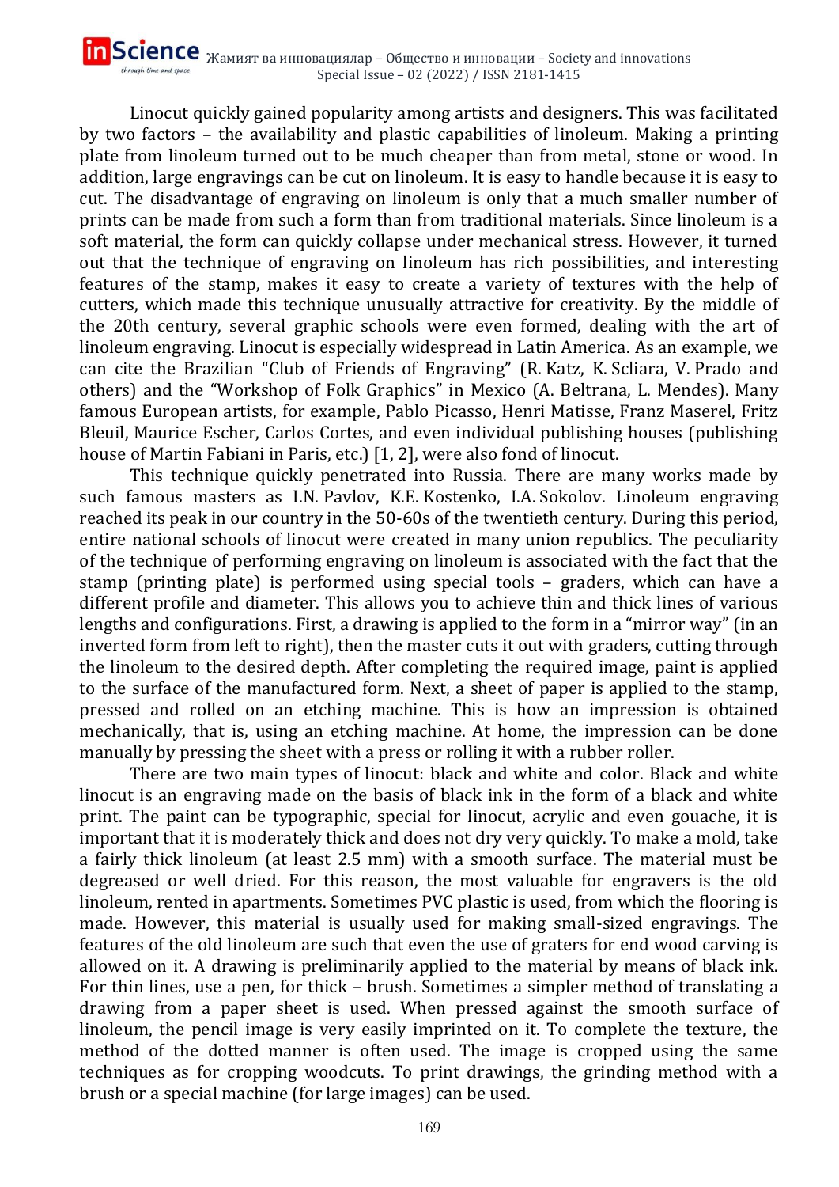Linocut quickly gained popularity among artists and designers. This was facilitated by two factors – the availability and plastic capabilities of linoleum. Making a printing plate from linoleum turned out to be much cheaper than from metal, stone or wood. In addition, large engravings can be cut on linoleum. It is easy to handle because it is easy to cut. The disadvantage of engraving on linoleum is only that a much smaller number of prints can be made from such a form than from traditional materials. Since linoleum is a soft material, the form can quickly collapse under mechanical stress. However, it turned out that the technique of engraving on linoleum has rich possibilities, and interesting features of the stamp, makes it easy to create a variety of textures with the help of cutters, which made this technique unusually attractive for creativity. By the middle of the 20th century, several graphic schools were even formed, dealing with the art of linoleum engraving. Linocut is especially widespread in Latin America. As an example, we can cite the Brazilian "Club of Friends of Engraving" (R. Katz, K. Scliara, V. Prado and others) and the "Workshop of Folk Graphics" in Mexico (A. Beltrana, L. Mendes). Many famous European artists, for example, Pablo Picasso, Henri Matisse, Franz Maserel, Fritz Bleuil, Maurice Escher, Carlos Cortes, and even individual publishing houses (publishing house of Martin Fabiani in Paris, etc.) [1, 2], were also fond of linocut.

This technique quickly penetrated into Russia. There are many works made by such famous masters as I.N. Pavlov, K.E. Kostenko, I.A. Sokolov. Linoleum engraving reached its peak in our country in the 50-60s of the twentieth century. During this period, entire national schools of linocut were created in many union republics. The peculiarity of the technique of performing engraving on linoleum is associated with the fact that the stamp (printing plate) is performed using special tools – graders, which can have a different profile and diameter. This allows you to achieve thin and thick lines of various lengths and configurations. First, a drawing is applied to the form in a "mirror way" (in an inverted form from left to right), then the master cuts it out with graders, cutting through the linoleum to the desired depth. After completing the required image, paint is applied to the surface of the manufactured form. Next, a sheet of paper is applied to the stamp, pressed and rolled on an etching machine. This is how an impression is obtained mechanically, that is, using an etching machine. At home, the impression can be done manually by pressing the sheet with a press or rolling it with a rubber roller.

There are two main types of linocut: black and white and color. Black and white linocut is an engraving made on the basis of black ink in the form of a black and white print. The paint can be typographic, special for linocut, acrylic and even gouache, it is important that it is moderately thick and does not dry very quickly. To make a mold, take a fairly thick linoleum (at least 2.5 mm) with a smooth surface. The material must be degreased or well dried. For this reason, the most valuable for engravers is the old linoleum, rented in apartments. Sometimes PVC plastic is used, from which the flooring is made. However, this material is usually used for making small-sized engravings. The features of the old linoleum are such that even the use of graters for end wood carving is allowed on it. A drawing is preliminarily applied to the material by means of black ink. For thin lines, use a pen, for thick – brush. Sometimes a simpler method of translating a drawing from a paper sheet is used. When pressed against the smooth surface of linoleum, the pencil image is very easily imprinted on it. To complete the texture, the method of the dotted manner is often used. The image is cropped using the same techniques as for cropping woodcuts. To print drawings, the grinding method with a brush or a special machine (for large images) can be used.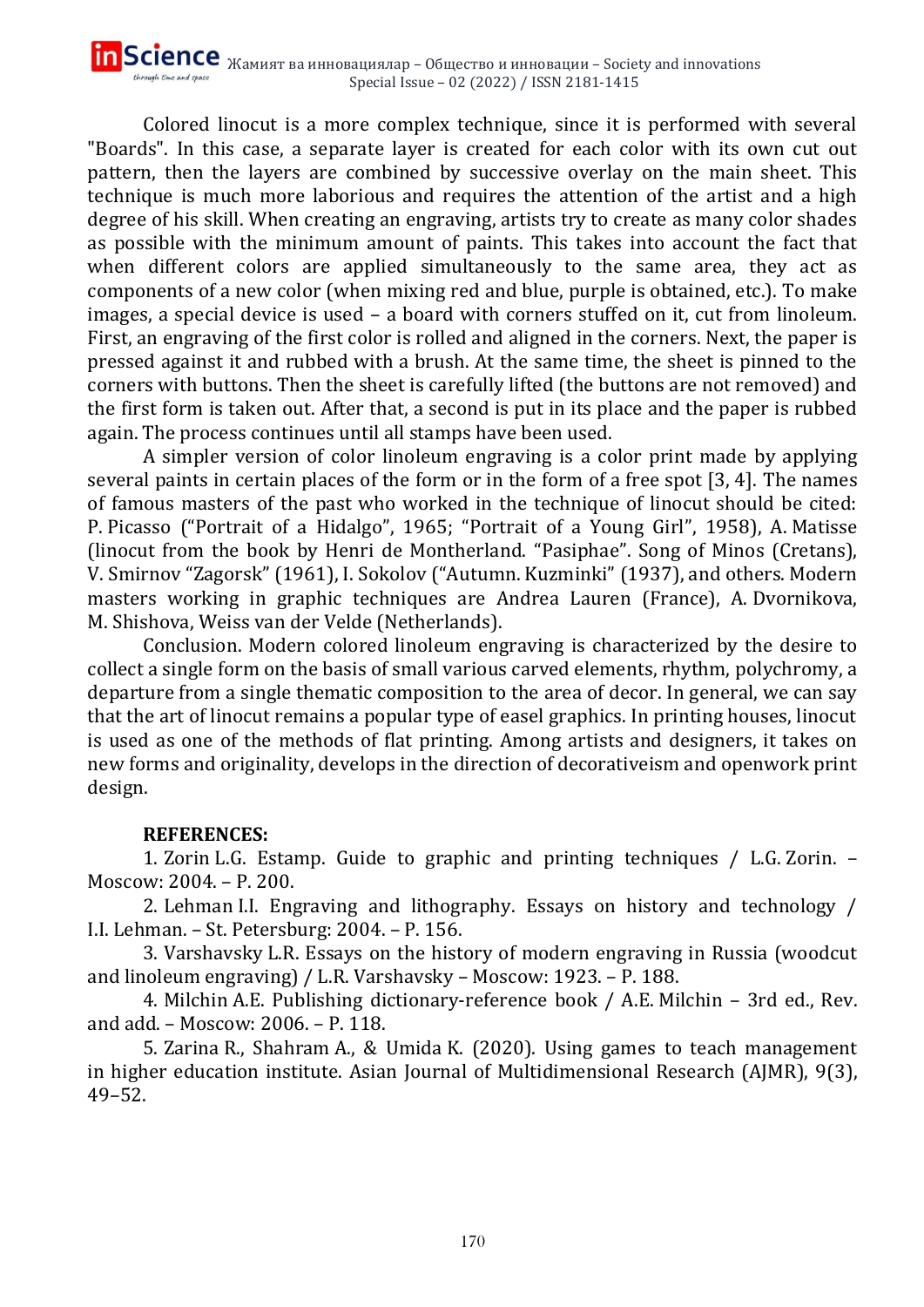Colored linocut is a more complex technique, since it is performed with several "Boards". In this case, a separate layer is created for each color with its own cut out pattern, then the layers are combined by successive overlay on the main sheet. This technique is much more laborious and requires the attention of the artist and a high degree of his skill. When creating an engraving, artists try to create as many color shades as possible with the minimum amount of paints. This takes into account the fact that when different colors are applied simultaneously to the same area, they act as components of a new color (when mixing red and blue, purple is obtained, etc.). To make images, a special device is used – a board with corners stuffed on it, cut from linoleum. First, an engraving of the first color is rolled and aligned in the corners. Next, the paper is pressed against it and rubbed with a brush. At the same time, the sheet is pinned to the corners with buttons. Then the sheet is carefully lifted (the buttons are not removed) and the first form is taken out. After that, a second is put in its place and the paper is rubbed again. The process continues until all stamps have been used.

A simpler version of color linoleum engraving is a color print made by applying several paints in certain places of the form or in the form of a free spot [3, 4]. The names of famous masters of the past who worked in the technique of linocut should be cited: P. Picasso ("Portrait of a Hidalgo", 1965; "Portrait of a Young Girl", 1958), A. Matisse (linocut from the book by Henri de Montherland. "Pasiphae". Song of Minos (Cretans), V. Smirnov "Zagorsk" (1961), I. Sokolov ("Autumn. Kuzminki" (1937), and others. Modern masters working in graphic techniques are Andrea Lauren (France), A. Dvornikova, M. Shishova, Weiss van der Velde (Netherlands).

Conclusion. Modern colored linoleum engraving is characterized by the desire to collect a single form on the basis of small various carved elements, rhythm, polychromy, a departure from a single thematic composition to the area of decor. In general, we can say that the art of linocut remains a popular type of easel graphics. In printing houses, linocut is used as one of the methods of flat printing. Among artists and designers, it takes on new forms and originality, develops in the direction of decorativeism and openwork print design.

**REFERENCES:**

1. Zorin L.G. Estamp. Guide to graphic and printing techniques / L.G. Zorin. – Moscow: 2004. – P. 200.
2. Lehman I.I. Engraving and lithography. Essays on history and technology / I.I. Lehman. – St. Petersburg: 2004. – P. 156.
3. Varshavsky L.R. Essays on the history of modern engraving in Russia (woodcut and linoleum engraving) / L.R. Varshavsky – Moscow: 1923. – P. 188.
4. Milchin A.E. Publishing dictionary-reference book / A.E. Milchin – 3rd ed., Rev. and add. – Moscow: 2006. – P. 118.
5. Zarina R., Shahram A., & Umida K. (2020). Using games to teach management in higher education institute. Asian Journal of Multidimensional Research (AJMR), 9(3), 49–52.